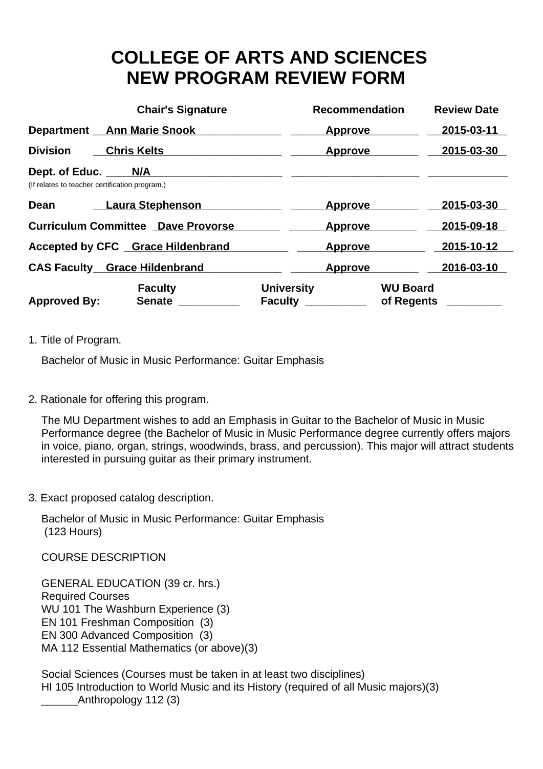# COLLEGE OF ARTS AND SCIENCES
# NEW PROGRAM REVIEW FORM

| | Chair's Signature | Recommendation | Review Date |
|---|---|---|---|
| **Department** | **Ann Marie Snook** | **Approve** | **2015-03-11** |
| **Division** | **Chris Kelts** | **Approve** | **2015-03-30** |
| **Dept. of Educ.** (If relates to teacher certification program.) | **N/A** | | |
| **Dean** | **Laura Stephenson** | **Approve** | **2015-03-30** |
| **Curriculum Committee** | **Dave Provorse** | **Approve** | **2015-09-18** |
| **Accepted by CFC** | **Grace Hildenbrand** | **Approve** | **2015-10-12** |
| **CAS Faculty** | **Grace Hildenbrand** | **Approve** | **2016-03-10** |

**Approved By:** **Faculty Senate** __________ **University Faculty** __________ **WU Board of Regents** _________

1. Title of Program.

   Bachelor of Music in Music Performance: Guitar Emphasis

2. Rationale for offering this program.

   The MU Department wishes to add an Emphasis in Guitar to the Bachelor of Music in Music Performance degree (the Bachelor of Music in Music Performance degree currently offers majors in voice, piano, organ, strings, woodwinds, brass, and percussion). This major will attract students interested in pursuing guitar as their primary instrument.

3. Exact proposed catalog description.

   Bachelor of Music in Music Performance: Guitar Emphasis
   (123 Hours)

   COURSE DESCRIPTION

   GENERAL EDUCATION (39 cr. hrs.)
   Required Courses
   WU 101 The Washburn Experience (3)
   EN 101 Freshman Composition (3)
   EN 300 Advanced Composition (3)
   MA 112 Essential Mathematics (or above)(3)

   Social Sciences (Courses must be taken in at least two disciplines)
   HI 105 Introduction to World Music and its History (required of all Music majors)(3)
   ______Anthropology 112 (3)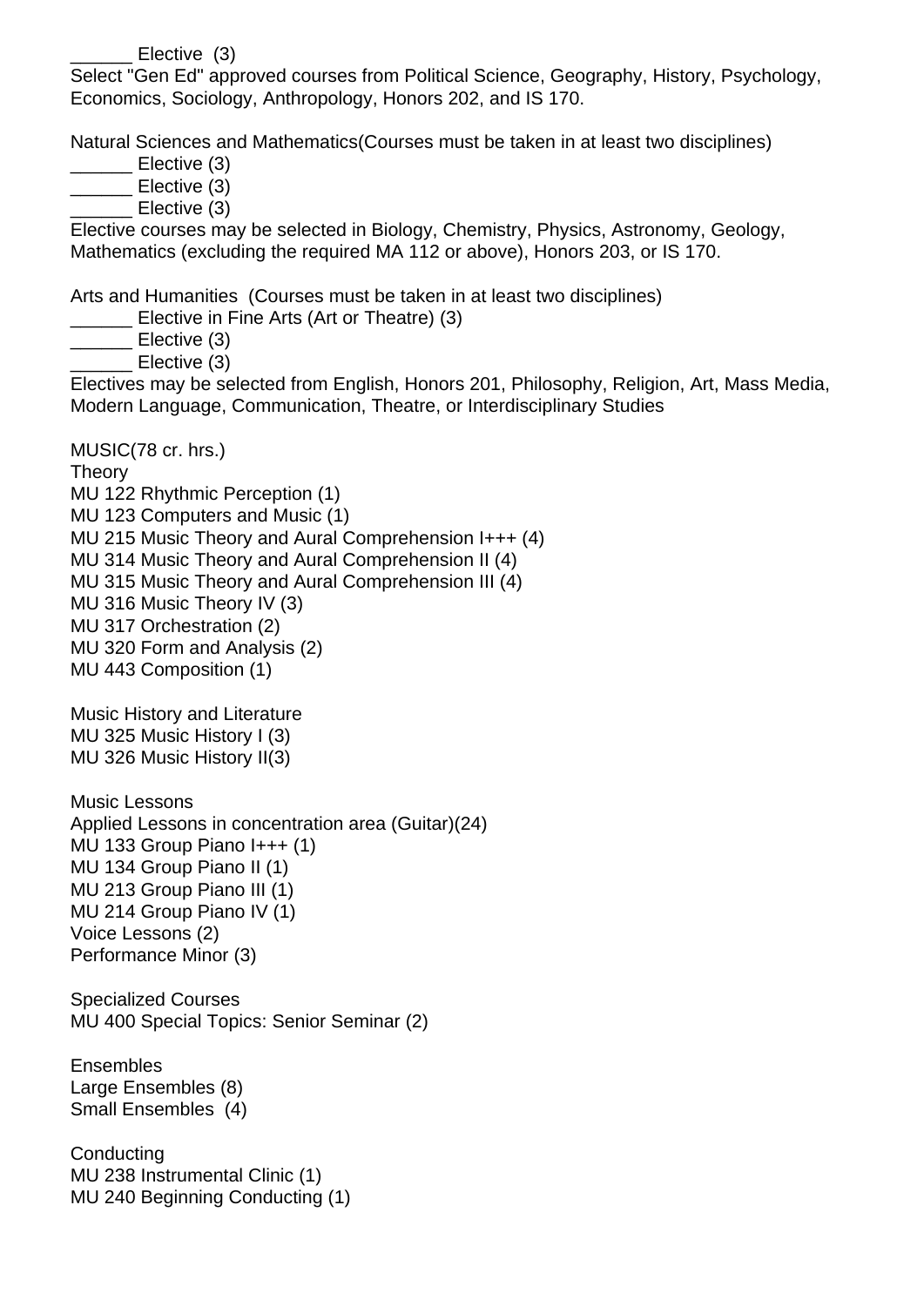______ Elective (3)

Select "Gen Ed" approved courses from Political Science, Geography, History, Psychology, Economics, Sociology, Anthropology, Honors 202, and IS 170.

Natural Sciences and Mathematics(Courses must be taken in at least two disciplines)

______ Elective (3)
______ Elective (3)
______ Elective (3)

Elective courses may be selected in Biology, Chemistry, Physics, Astronomy, Geology, Mathematics (excluding the required MA 112 or above), Honors 203, or IS 170.

Arts and Humanities (Courses must be taken in at least two disciplines)

______ Elective in Fine Arts (Art or Theatre) (3)
______ Elective (3)
______ Elective (3)

Electives may be selected from English, Honors 201, Philosophy, Religion, Art, Mass Media, Modern Language, Communication, Theatre, or Interdisciplinary Studies

MUSIC(78 cr. hrs.)

Theory
MU 122 Rhythmic Perception (1)
MU 123 Computers and Music (1)
MU 215 Music Theory and Aural Comprehension I+++ (4)
MU 314 Music Theory and Aural Comprehension II (4)
MU 315 Music Theory and Aural Comprehension III (4)
MU 316 Music Theory IV (3)
MU 317 Orchestration (2)
MU 320 Form and Analysis (2)
MU 443 Composition (1)

Music History and Literature
MU 325 Music History I (3)
MU 326 Music History II(3)

Music Lessons
Applied Lessons in concentration area (Guitar)(24)
MU 133 Group Piano I+++ (1)
MU 134 Group Piano II (1)
MU 213 Group Piano III (1)
MU 214 Group Piano IV (1)
Voice Lessons (2)
Performance Minor (3)

Specialized Courses
MU 400 Special Topics: Senior Seminar (2)

Ensembles
Large Ensembles (8)
Small Ensembles (4)

Conducting
MU 238 Instrumental Clinic (1)
MU 240 Beginning Conducting (1)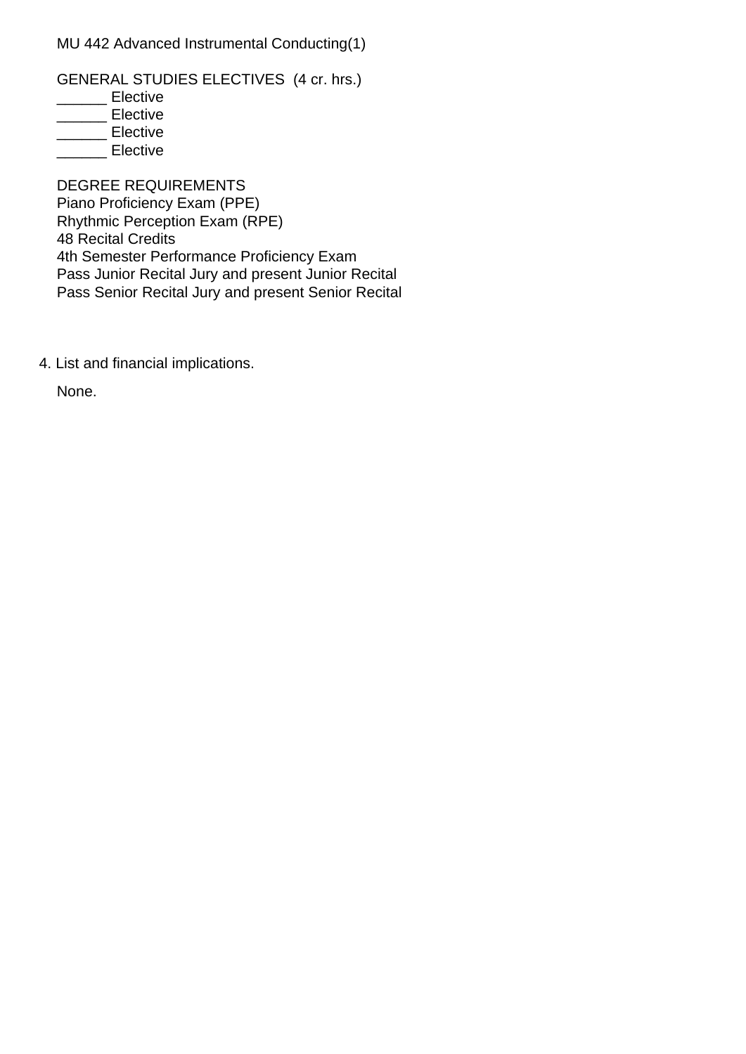MU 442 Advanced Instrumental Conducting(1)

GENERAL STUDIES ELECTIVES  (4 cr. hrs.)
______ Elective
______ Elective
______ Elective
______ Elective

DEGREE REQUIREMENTS
Piano Proficiency Exam (PPE)
Rhythmic Perception Exam (RPE)
48 Recital Credits
4th Semester Performance Proficiency Exam
Pass Junior Recital Jury and present Junior Recital
Pass Senior Recital Jury and present Senior Recital

4. List and financial implications.

None.